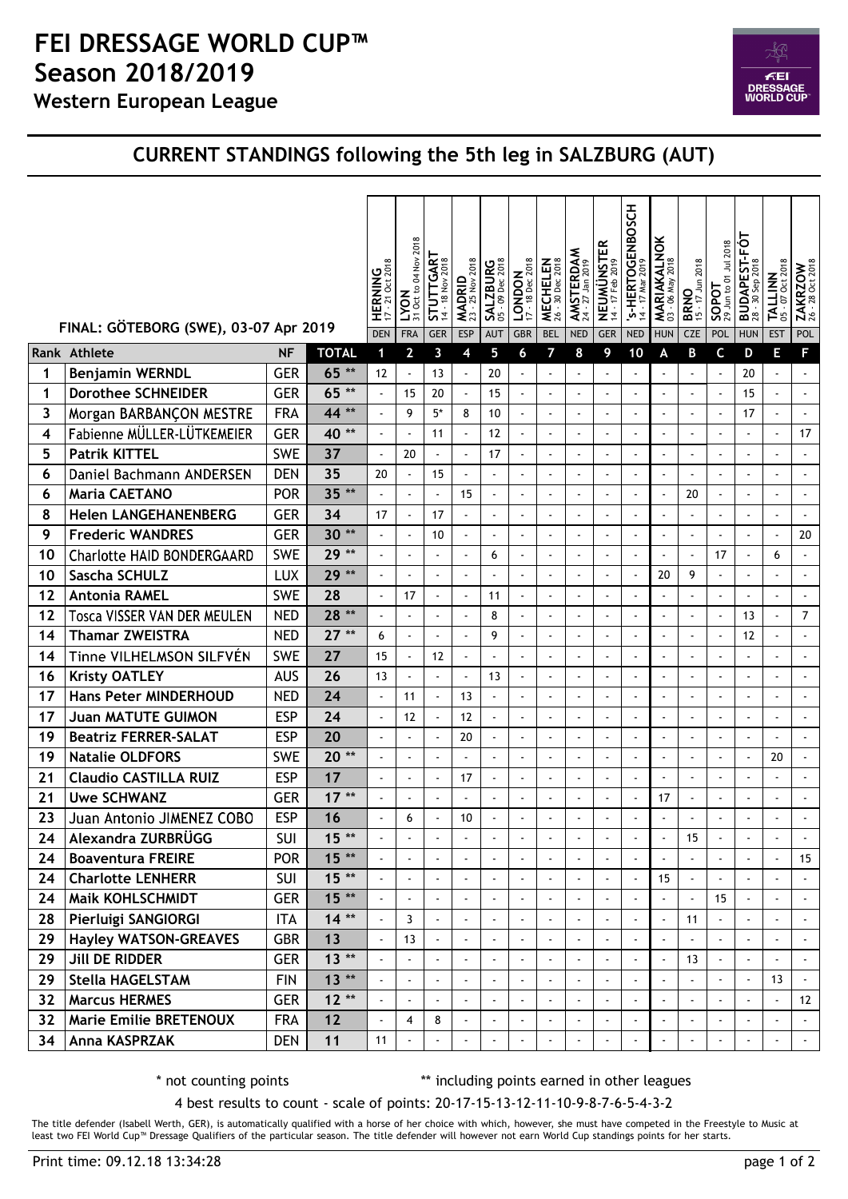# FEI DRESSAGE WORLD CUP™ Season 2018/2019

**Western European League**

## CURRENT STANDINGS following the 5th leg in SALZBURG (AUT)

FINAL: GÖTEBORG (SWE), 03-07 Apr 2019

| Rank | Athlete | NF | TOTAL | 1 HERNING 17 - 21 Oct 2018 DEN | 2 LYON 31 Oct to 04 Nov 2018 FRA | 3 STUTTGART 14 - 18 Nov 2018 GER | 4 MADRID 23 - 25 Nov 2018 ESP | 5 SALZBURG 05 - 09 Dec 2018 AUT | 6 LONDON 17 - 18 Dec 2018 GBR | 7 MECHELEN 26 - 30 Dec 2018 BEL | 8 AMSTERDAM 24 - 27 Jan 2019 NED | 9 NEUMÜNSTER 14 - 17 Feb 2019 GER | 10 's-HERTOGENBOSCH 14 - 17 Mar 2019 NED | A MARIAKALNOK 03 - 06 May 2018 HUN | B BRNO 15 - 17 Jun 2018 CZE | C SOPOT 29 Jun to 01 Jul 2018 POL | D BUDAPEST-FÖT 28 - 30 Sep 2018 HUN | E TALLINN 05 - 07 Oct 2018 EST | F ZAKRZOW 26 - 28 Oct 2018 POL |
|---|---|---|---|---|---|---|---|---|---|---|---|---|---|---|---|---|---|---|---|
| 1 | Benjamin WERNDL | GER | 65 ** | 12 | - | 13 | - | 20 | - | - | - | - | - | - | - | - | 20 | - | - |
| 1 | Dorothee SCHNEIDER | GER | 65 ** | - | 15 | 20 | - | 15 | - | - | - | - | - | - | - | - | 15 | - | - |
| 3 | Morgan BARBANÇON MESTRE | FRA | 44 ** | - | 9 | 5* | 8 | 10 | - | - | - | - | - | - | - | - | 17 | - | - |
| 4 | Fabienne MÜLLER-LÜTKEMEIER | GER | 40 ** | - | - | 11 | - | 12 | - | - | - | - | - | - | - | - | - | - | 17 |
| 5 | Patrik KITTEL | SWE | 37 | - | 20 | - | - | 17 | - | - | - | - | - | - | - | - | - | - | - |
| 6 | Daniel Bachmann ANDERSEN | DEN | 35 | 20 | - | 15 | - | - | - | - | - | - | - | - | - | - | - | - | - |
| 6 | Maria CAETANO | POR | 35 ** | - | - | - | 15 | - | - | - | - | - | - | - | 20 | - | - | - | - |
| 8 | Helen LANGEHANENBERG | GER | 34 | 17 | - | 17 | - | - | - | - | - | - | - | - | - | - | - | - | - |
| 9 | Frederic WANDRES | GER | 30 ** | - | - | 10 | - | - | - | - | - | - | - | - | - | - | - | - | 20 |
| 10 | Charlotte HAID BONDERGAARD | SWE | 29 ** | - | - | - | - | 6 | - | - | - | - | - | - | - | 17 | - | 6 | - |
| 10 | Sascha SCHULZ | LUX | 29 ** | - | - | - | - | - | - | - | - | - | - | 20 | 9 | - | - | - | - |
| 12 | Antonia RAMEL | SWE | 28 | - | 17 | - | - | 11 | - | - | - | - | - | - | - | - | - | - | - |
| 12 | Tosca VISSER VAN DER MEULEN | NED | 28 ** | - | - | - | - | 8 | - | - | - | - | - | - | - | - | 13 | - | 7 |
| 14 | Thamar ZWEISTRA | NED | 27 ** | 6 | - | - | - | 9 | - | - | - | - | - | - | - | - | 12 | - | - |
| 14 | Tinne VILHELMSON SILFVÉN | SWE | 27 | 15 | - | 12 | - | - | - | - | - | - | - | - | - | - | - | - | - |
| 16 | Kristy OATLEY | AUS | 26 | 13 | - | - | - | 13 | - | - | - | - | - | - | - | - | - | - | - |
| 17 | Hans Peter MINDERHOUD | NED | 24 | - | 11 | - | 13 | - | - | - | - | - | - | - | - | - | - | - | - |
| 17 | Juan MATUTE GUIMON | ESP | 24 | - | 12 | - | 12 | - | - | - | - | - | - | - | - | - | - | - | - |
| 19 | Beatriz FERRER-SALAT | ESP | 20 | - | - | - | 20 | - | - | - | - | - | - | - | - | - | - | - | - |
| 19 | Natalie OLDFORS | SWE | 20 ** | - | - | - | - | - | - | - | - | - | - | - | - | - | - | 20 | - |
| 21 | Claudio CASTILLA RUIZ | ESP | 17 | - | - | - | 17 | - | - | - | - | - | - | - | - | - | - | - | - |
| 21 | Uwe SCHWANZ | GER | 17 ** | - | - | - | - | - | - | - | - | - | - | 17 | - | - | - | - | - |
| 23 | Juan Antonio JIMENEZ COBO | ESP | 16 | - | 6 | - | 10 | - | - | - | - | - | - | - | - | - | - | - | - |
| 24 | Alexandra ZURBRÜGG | SUI | 15 ** | - | - | - | - | - | - | - | - | - | - | - | 15 | - | - | - | - |
| 24 | Boaventura FREIRE | POR | 15 ** | - | - | - | - | - | - | - | - | - | - | - | - | - | - | - | 15 |
| 24 | Charlotte LENHERR | SUI | 15 ** | - | - | - | - | - | - | - | - | - | - | 15 | - | - | - | - | - |
| 24 | Maik KOHLSCHMIDT | GER | 15 ** | - | - | - | - | - | - | - | - | - | - | - | - | 15 | - | - | - |
| 28 | Pierluigi SANGIORGI | ITA | 14 ** | - | 3 | - | - | - | - | - | - | - | - | - | 11 | - | - | - | - |
| 29 | Hayley WATSON-GREAVES | GBR | 13 | - | 13 | - | - | - | - | - | - | - | - | - | - | - | - | - | - |
| 29 | Jill DE RIDDER | GER | 13 ** | - | - | - | - | - | - | - | - | - | - | - | 13 | - | - | - | - |
| 29 | Stella HAGELSTAM | FIN | 13 ** | - | - | - | - | - | - | - | - | - | - | - | - | - | - | 13 | - |
| 32 | Marcus HERMES | GER | 12 ** | - | - | - | - | - | - | - | - | - | - | - | - | - | - | - | 12 |
| 32 | Marie Emilie BRETENOUX | FRA | 12 | - | 4 | 8 | - | - | - | - | - | - | - | - | - | - | - | - | - |
| 34 | Anna KASPRZAK | DEN | 11 | 11 | - | - | - | - | - | - | - | - | - | - | - | - | - | - | - |

\* not counting points ** including points earned in other leagues

4 best results to count - scale of points: 20-17-15-13-12-11-10-9-8-7-6-5-4-3-2

The title defender (Isabell Werth, GER), is automatically qualified with a horse of her choice with which, however, she must have competed in the Freestyle to Music at least two FEI World Cup™ Dressage Qualifiers of the particular season. The title defender will however not earn World Cup standings points for her starts.

Print time: 09.12.18 13:34:28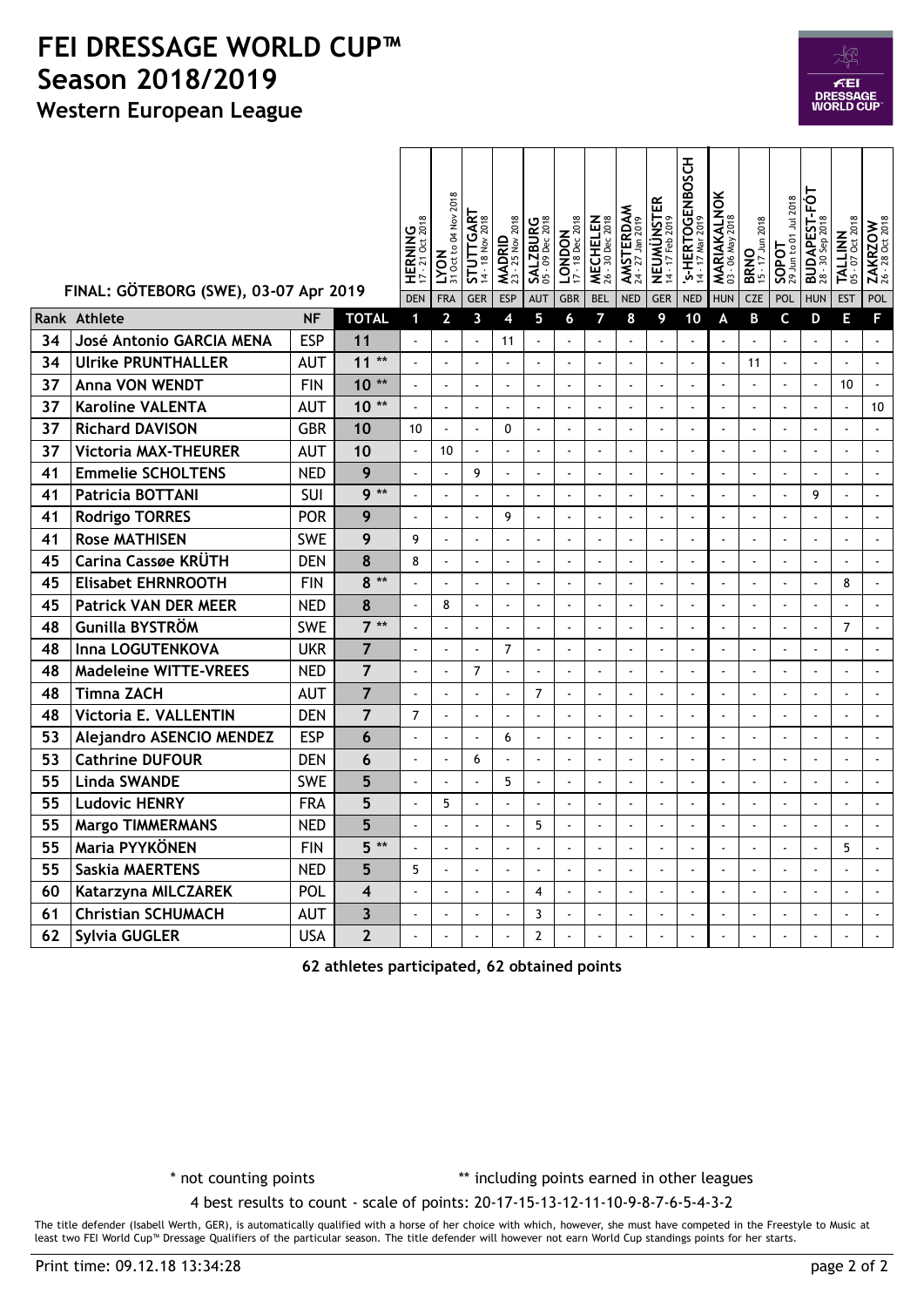# FEI DRESSAGE WORLD CUP™
# Season 2018/2019
## Western European League

FINAL: GÖTEBORG (SWE), 03-07 Apr 2019

| Rank | Athlete | NF | TOTAL | HERNING 17 - 21 Oct 2018 DEN 1 | LYON 31 Oct to 04 Nov 2018 FRA 2 | STUTTGART 14 - 18 Nov 2018 GER 3 | MADRID 23 - 25 Nov 2018 ESP 4 | SALZBURG 05 - 09 Dec 2018 AUT 5 | LONDON 17 - 18 Dec 2018 GBR 6 | MECHELEN 26 - 30 Dec 2018 BEL 7 | AMSTERDAM 24 - 27 Jan 2019 NED 8 | NEUMÜNSTER 14 - 17 Feb 2019 GER 9 | 's-HERTOGENBOSCH 14 - 17 Mar 2019 NED 10 | MARIAKALNOK 03 - 06 May 2018 HUN A | BRNO 15 - 17 Jun 2018 CZE B | SOPOT 29 Jun to 01 Jul 2018 POL C | BUDAPEST-FÖT 28 - 30 Sep 2018 HUN D | TALLINN 05 - 07 Oct 2018 EST E | ZAKRZOW 26 - 28 Oct 2018 POL F |
|---|---|---|---|---|---|---|---|---|---|---|---|---|---|---|---|---|---|---|---|
| 34 | José Antonio GARCIA MENA | ESP | 11 | - | - | - | 11 | - | - | - | - | - | - | - | - | - | - | - | - |
| 34 | Ulrike PRUNTHALLER | AUT | 11 ** | - | - | - | - | - | - | - | - | - | - | - | 11 | - | - | - | - |
| 37 | Anna VON WENDT | FIN | 10 ** | - | - | - | - | - | - | - | - | - | - | - | - | - | - | 10 | - |
| 37 | Karoline VALENTA | AUT | 10 ** | - | - | - | - | - | - | - | - | - | - | - | - | - | - | - | 10 |
| 37 | Richard DAVISON | GBR | 10 | 10 | - | - | 0 | - | - | - | - | - | - | - | - | - | - | - | - |
| 37 | Victoria MAX-THEURER | AUT | 10 | - | 10 | - | - | - | - | - | - | - | - | - | - | - | - | - | - |
| 41 | Emmelie SCHOLTENS | NED | 9 | - | - | 9 | - | - | - | - | - | - | - | - | - | - | - | - | - |
| 41 | Patricia BOTTANI | SUI | 9 ** | - | - | - | - | - | - | - | - | - | - | - | - | - | 9 | - | - |
| 41 | Rodrigo TORRES | POR | 9 | - | - | - | 9 | - | - | - | - | - | - | - | - | - | - | - | - |
| 41 | Rose MATHISEN | SWE | 9 | 9 | - | - | - | - | - | - | - | - | - | - | - | - | - | - | - |
| 45 | Carina Cassøe KRÜTH | DEN | 8 | 8 | - | - | - | - | - | - | - | - | - | - | - | - | - | - | - |
| 45 | Elisabet EHRNROOTH | FIN | 8 ** | - | - | - | - | - | - | - | - | - | - | - | - | - | - | 8 | - |
| 45 | Patrick VAN DER MEER | NED | 8 | - | 8 | - | - | - | - | - | - | - | - | - | - | - | - | - | - |
| 48 | Gunilla BYSTRÖM | SWE | 7 ** | - | - | - | - | - | - | - | - | - | - | - | - | - | - | 7 | - |
| 48 | Inna LOGUTENKOVA | UKR | 7 | - | - | - | 7 | - | - | - | - | - | - | - | - | - | - | - | - |
| 48 | Madeleine WITTE-VREES | NED | 7 | - | - | 7 | - | - | - | - | - | - | - | - | - | - | - | - | - |
| 48 | Timna ZACH | AUT | 7 | - | - | - | - | 7 | - | - | - | - | - | - | - | - | - | - | - |
| 48 | Victoria E. VALLENTIN | DEN | 7 | 7 | - | - | - | - | - | - | - | - | - | - | - | - | - | - | - |
| 53 | Alejandro ASENCIO MENDEZ | ESP | 6 | - | - | - | 6 | - | - | - | - | - | - | - | - | - | - | - | - |
| 53 | Cathrine DUFOUR | DEN | 6 | - | - | 6 | - | - | - | - | - | - | - | - | - | - | - | - | - |
| 55 | Linda SWANDE | SWE | 5 | - | - | - | 5 | - | - | - | - | - | - | - | - | - | - | - | - |
| 55 | Ludovic HENRY | FRA | 5 | - | 5 | - | - | - | - | - | - | - | - | - | - | - | - | - | - |
| 55 | Margo TIMMERMANS | NED | 5 | - | - | - | - | 5 | - | - | - | - | - | - | - | - | - | - | - |
| 55 | Maria PYYKÖNEN | FIN | 5 ** | - | - | - | - | - | - | - | - | - | - | - | - | - | - | 5 | - |
| 55 | Saskia MAERTENS | NED | 5 | 5 | - | - | - | - | - | - | - | - | - | - | - | - | - | - | - |
| 60 | Katarzyna MILCZAREK | POL | 4 | - | - | - | - | 4 | - | - | - | - | - | - | - | - | - | - | - |
| 61 | Christian SCHUMACH | AUT | 3 | - | - | - | - | 3 | - | - | - | - | - | - | - | - | - | - | - |
| 62 | Sylvia GUGLER | USA | 2 | - | - | - | - | 2 | - | - | - | - | - | - | - | - | - | - | - |

**62 athletes participated, 62 obtained points**

\* not counting points ** including points earned in other leagues

4 best results to count - scale of points: 20-17-15-13-12-11-10-9-8-7-6-5-4-3-2

The title defender (Isabell Werth, GER), is automatically qualified with a horse of her choice with which, however, she must have competed in the Freestyle to Music at least two FEI World Cup™ Dressage Qualifiers of the particular season. The title defender will however not earn World Cup standings points for her starts.

Print time: 09.12.18 13:34:28